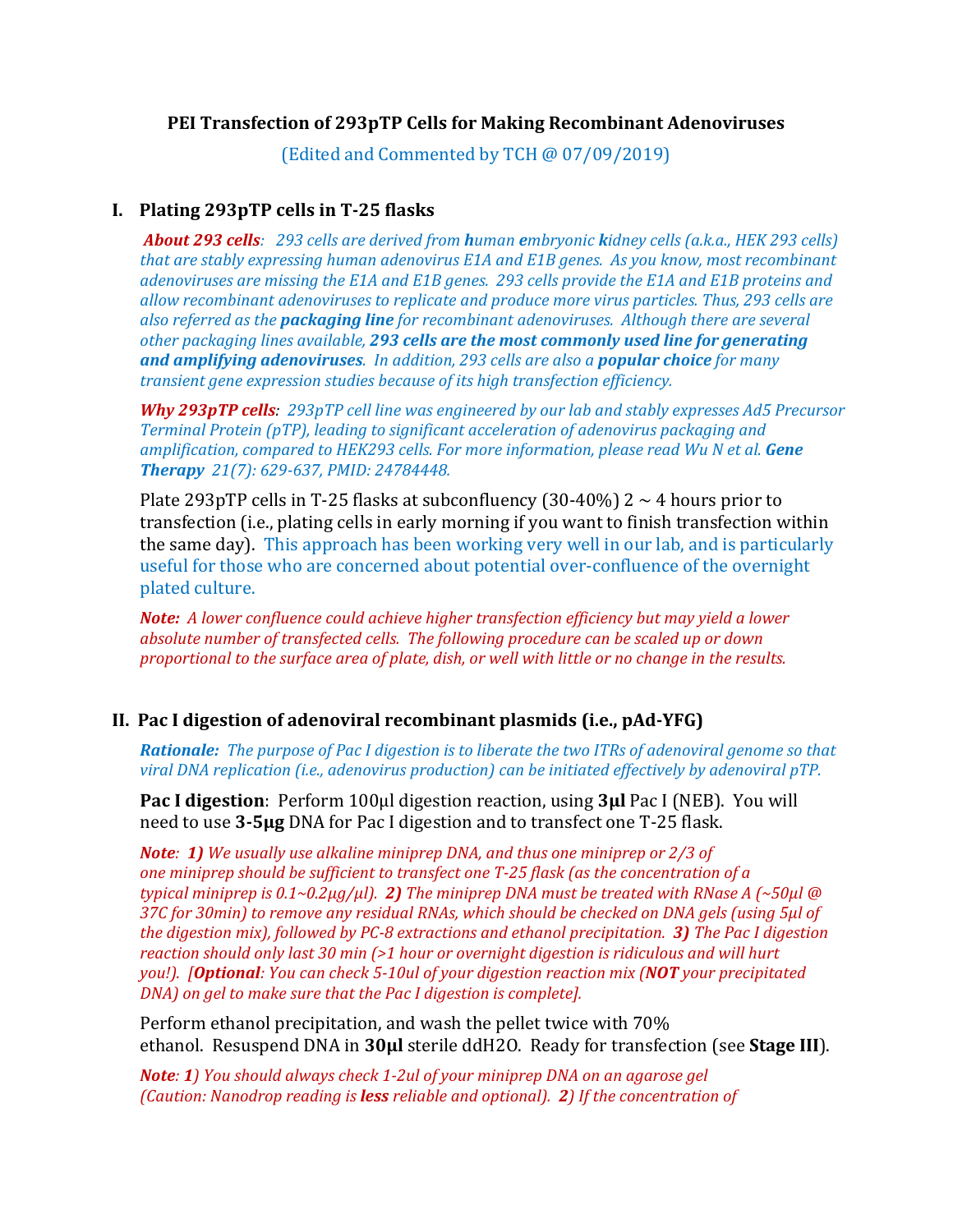# PEI Transfection of 293pTP Cells for Making Recombinant Adenoviruses

(Edited and Commented by TCH @ 07/09/2019)

## I. Plating 293pTP cells in T-25 flasks

***About 293 cells**: 293 cells are derived from **h**uman **e**mbryonic **k**idney cells (a.k.a., HEK 293 cells) that are stably expressing human adenovirus E1A and E1B genes. As you know, most recombinant adenoviruses are missing the E1A and E1B genes. 293 cells provide the E1A and E1B proteins and allow recombinant adenoviruses to replicate and produce more virus particles. Thus, 293 cells are also referred as the **packaging line** for recombinant adenoviruses. Although there are several other packaging lines available, **293 cells are the most commonly used line for generating and amplifying adenoviruses**. In addition, 293 cells are also a **popular choice** for many transient gene expression studies because of its high transfection efficiency.*

***Why 293pTP cells**: 293pTP cell line was engineered by our lab and stably expresses Ad5 Precursor Terminal Protein (pTP), leading to significant acceleration of adenovirus packaging and amplification, compared to HEK293 cells. For more information, please read Wu N et al. **Gene Therapy** 21(7): 629-637, PMID: 24784448.*

Plate 293pTP cells in T-25 flasks at subconfluency (30-40%) 2 ~ 4 hours prior to transfection (i.e., plating cells in early morning if you want to finish transfection within the same day). This approach has been working very well in our lab, and is particularly useful for those who are concerned about potential over-confluence of the overnight plated culture.

***Note:** A lower confluence could achieve higher transfection efficiency but may yield a lower absolute number of transfected cells. The following procedure can be scaled up or down proportional to the surface area of plate, dish, or well with little or no change in the results.*

## II. Pac I digestion of adenoviral recombinant plasmids (i.e., pAd-YFG)

***Rationale:** The purpose of Pac I digestion is to liberate the two ITRs of adenoviral genome so that viral DNA replication (i.e., adenovirus production) can be initiated effectively by adenoviral pTP.*

**Pac I digestion**: Perform 100μl digestion reaction, using **3μl** Pac I (NEB). You will need to use **3-5μg** DNA for Pac I digestion and to transfect one T-25 flask.

***Note**: **1)** We usually use alkaline miniprep DNA, and thus one miniprep or 2/3 of one miniprep should be sufficient to transfect one T-25 flask (as the concentration of a typical miniprep is 0.1~0.2μg/μl). **2)** The miniprep DNA must be treated with RNase A (~50μl @ 37C for 30min) to remove any residual RNAs, which should be checked on DNA gels (using 5μl of the digestion mix), followed by PC-8 extractions and ethanol precipitation. **3)** The Pac I digestion reaction should only last 30 min (>1 hour or overnight digestion is ridiculous and will hurt you!). [**Optional**: You can check 5-10ul of your digestion reaction mix (**NOT** your precipitated DNA) on gel to make sure that the Pac I digestion is complete].*

Perform ethanol precipitation, and wash the pellet twice with 70% ethanol. Resuspend DNA in **30μl** sterile ddH2O. Ready for transfection (see **Stage III**).

***Note**: **1**) You should always check 1-2ul of your miniprep DNA on an agarose gel (Caution: Nanodrop reading is **less** reliable and optional). **2**) If the concentration of*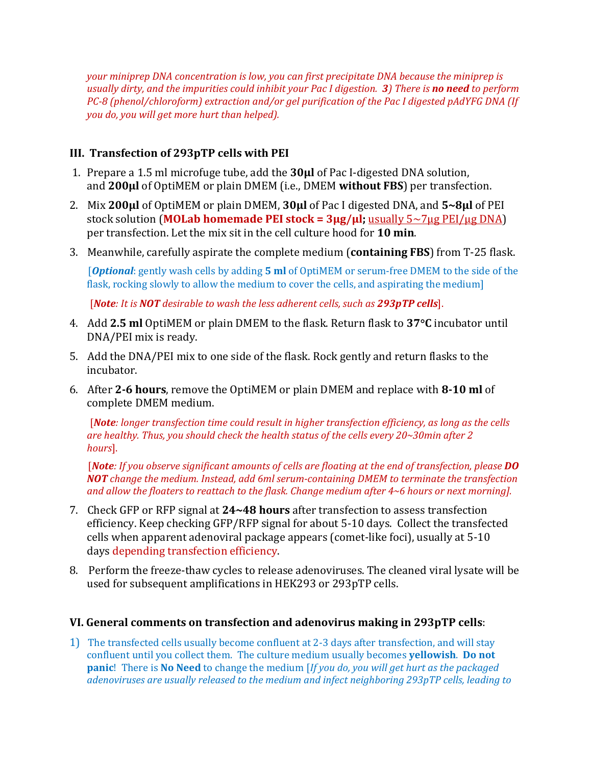*your miniprep DNA concentration is low, you can first precipitate DNA because the miniprep is usually dirty, and the impurities could inhibit your Pac I digestion. **3)** There is **no need** to perform PC-8 (phenol/chloroform) extraction and/or gel purification of the Pac I digested pAdYFG DNA (If you do, you will get more hurt than helped).*

### III. Transfection of 293pTP cells with PEI

1. Prepare a 1.5 ml microfuge tube, add the **30µl** of Pac I-digested DNA solution, and **200µl** of OptiMEM or plain DMEM (i.e., DMEM **without FBS**) per transfection.
2. Mix **200µl** of OptiMEM or plain DMEM, **30µl** of Pac I digested DNA, and **5~8µl** of PEI stock solution (**MOLab homemade PEI stock = 3µg/µl;** usually 5~7µg PEI/µg DNA) per transfection. Let the mix sit in the cell culture hood for **10 min**.
3. Meanwhile, carefully aspirate the complete medium (**containing FBS**) from T-25 flask.

   [***Optional***: gently wash cells by adding **5 ml** of OptiMEM or serum-free DMEM to the side of the flask, rocking slowly to allow the medium to cover the cells, and aspirating the medium]

   [***Note**: It is **NOT** desirable to wash the less adherent cells, such as **293pTP cells***].
4. Add **2.5 ml** OptiMEM or plain DMEM to the flask. Return flask to **37°C** incubator until DNA/PEI mix is ready.
5. Add the DNA/PEI mix to one side of the flask. Rock gently and return flasks to the incubator.
6. After **2-6 hours**, remove the OptiMEM or plain DMEM and replace with **8-10 ml** of complete DMEM medium.

   [***Note**: longer transfection time could result in higher transfection efficiency, as long as the cells are healthy. Thus, you should check the health status of the cells every 20~30min after 2 hours*].

   [***Note**: If you observe significant amounts of cells are floating at the end of transfection, please **DO NOT** change the medium. Instead, add 6ml serum-containing DMEM to terminate the transfection and allow the floaters to reattach to the flask. Change medium after 4~6 hours or next morning].*
7. Check GFP or RFP signal at **24~48 hours** after transfection to assess transfection efficiency. Keep checking GFP/RFP signal for about 5-10 days. Collect the transfected cells when apparent adenoviral package appears (comet-like foci), usually at 5-10 days depending transfection efficiency.
8. Perform the freeze-thaw cycles to release adenoviruses. The cleaned viral lysate will be used for subsequent amplifications in HEK293 or 293pTP cells.

### VI. General comments on transfection and adenovirus making in 293pTP cells:

1) The transfected cells usually become confluent at 2-3 days after transfection, and will stay confluent until you collect them. The culture medium usually becomes **yellowish**. **Do not panic**! There is **No Need** to change the medium [*If you do, you will get hurt as the packaged adenoviruses are usually released to the medium and infect neighboring 293pTP cells, leading to*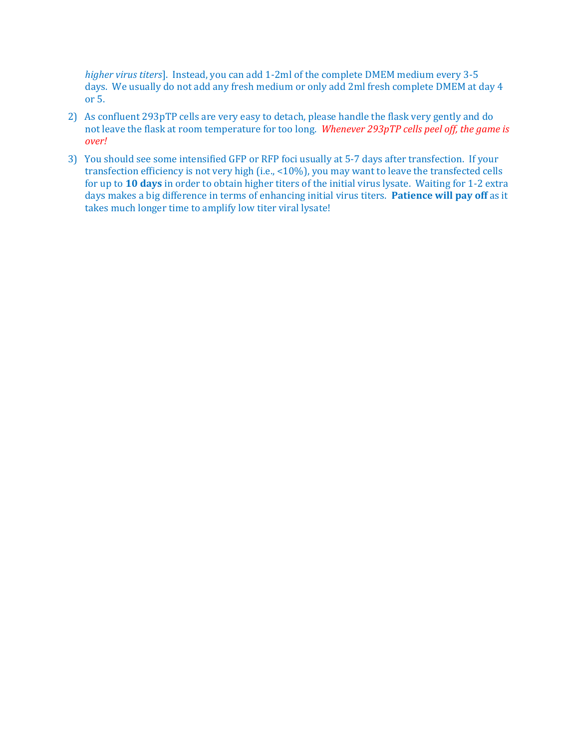*higher virus titers*]. Instead, you can add 1-2ml of the complete DMEM medium every 3-5 days. We usually do not add any fresh medium or only add 2ml fresh complete DMEM at day 4 or 5.

2) As confluent 293pTP cells are very easy to detach, please handle the flask very gently and do not leave the flask at room temperature for too long. *Whenever 293pTP cells peel off, the game is over!*

3) You should see some intensified GFP or RFP foci usually at 5-7 days after transfection. If your transfection efficiency is not very high (i.e., <10%), you may want to leave the transfected cells for up to **10 days** in order to obtain higher titers of the initial virus lysate. Waiting for 1-2 extra days makes a big difference in terms of enhancing initial virus titers. **Patience will pay off** as it takes much longer time to amplify low titer viral lysate!